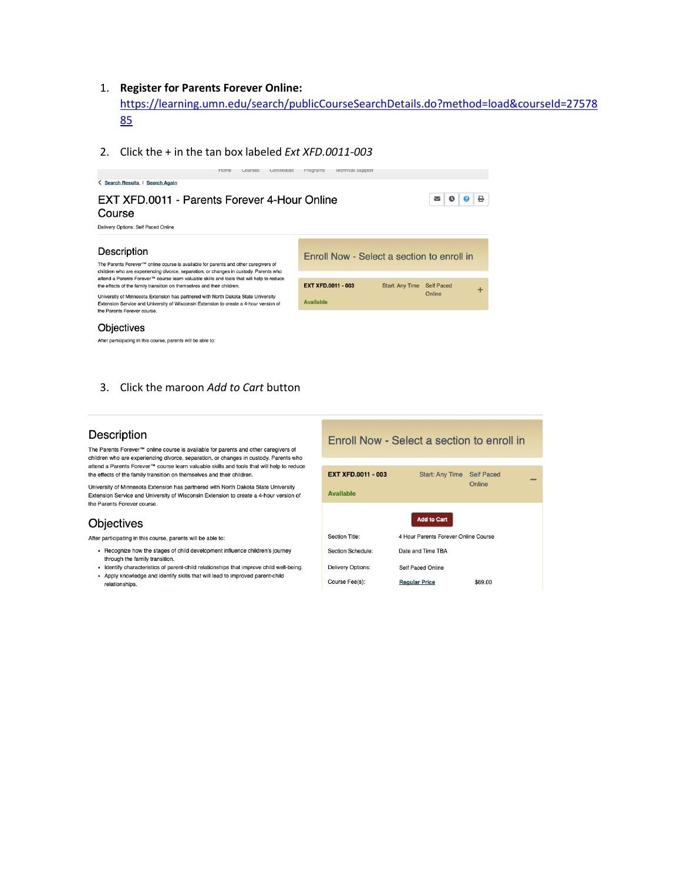1. **Register for Parents Forever Online:** [https://learning.umn.edu/search/publicCourseSearchDetails.do?method=load&courseId=2757885](https://learning.umn.edu/search/publicCourseSearchDetails.do?method=load&courseId=2757885)

2. Click the + in the tan box labeled *Ext XFD.0011-003*

Home Courses Certificates Programs Technical Support

Search Results | Search Again

# EXT XFD.0011 - Parents Forever 4-Hour Online Course

Delivery Options: Self Paced Online

## Description

The Parents Forever™ online course is available for parents and other caregivers of children who are experiencing divorce, separation, or changes in custody. Parents who attend a Parents Forever™ course learn valuable skills and tools that will help to reduce the effects of the family transition on themselves and their children.

University of Minnesota Extension has partnered with North Dakota State University Extension Service and University of Wisconsin Extension to create a 4-hour version of the Parents Forever course.

## Objectives

After participating in this course, parents will be able to:

Enroll Now - Select a section to enroll in

EXT XFD.0011 - 003 Start: Any Time Self Paced Online +

Available

3. Click the maroon *Add to Cart* button

## Description

The Parents Forever™ online course is available for parents and other caregivers of children who are experiencing divorce, separation, or changes in custody. Parents who attend a Parents Forever™ course learn valuable skills and tools that will help to reduce the effects of the family transition on themselves and their children.

University of Minnesota Extension has partnered with North Dakota State University Extension Service and University of Wisconsin Extension to create a 4-hour version of the Parents Forever course.

## Objectives

After participating in this course, parents will be able to:

- Recognize how the stages of child development influence children's journey through the family transition.
- Identify characteristics of parent-child relationships that improve child well-being.
- Apply knowledge and identify skills that will lead to improved parent-child relationships.

Enroll Now - Select a section to enroll in

EXT XFD.0011 - 003 Start: Any Time Self Paced Online −

Available

Add to Cart

| | | |
|---|---|---|
| Section Title: | 4 Hour Parents Forever Online Course | |
| Section Schedule: | Date and Time TBA | |
| Delivery Options: | Self Paced Online | |
| Course Fee(s): | Regular Price | $69.00 |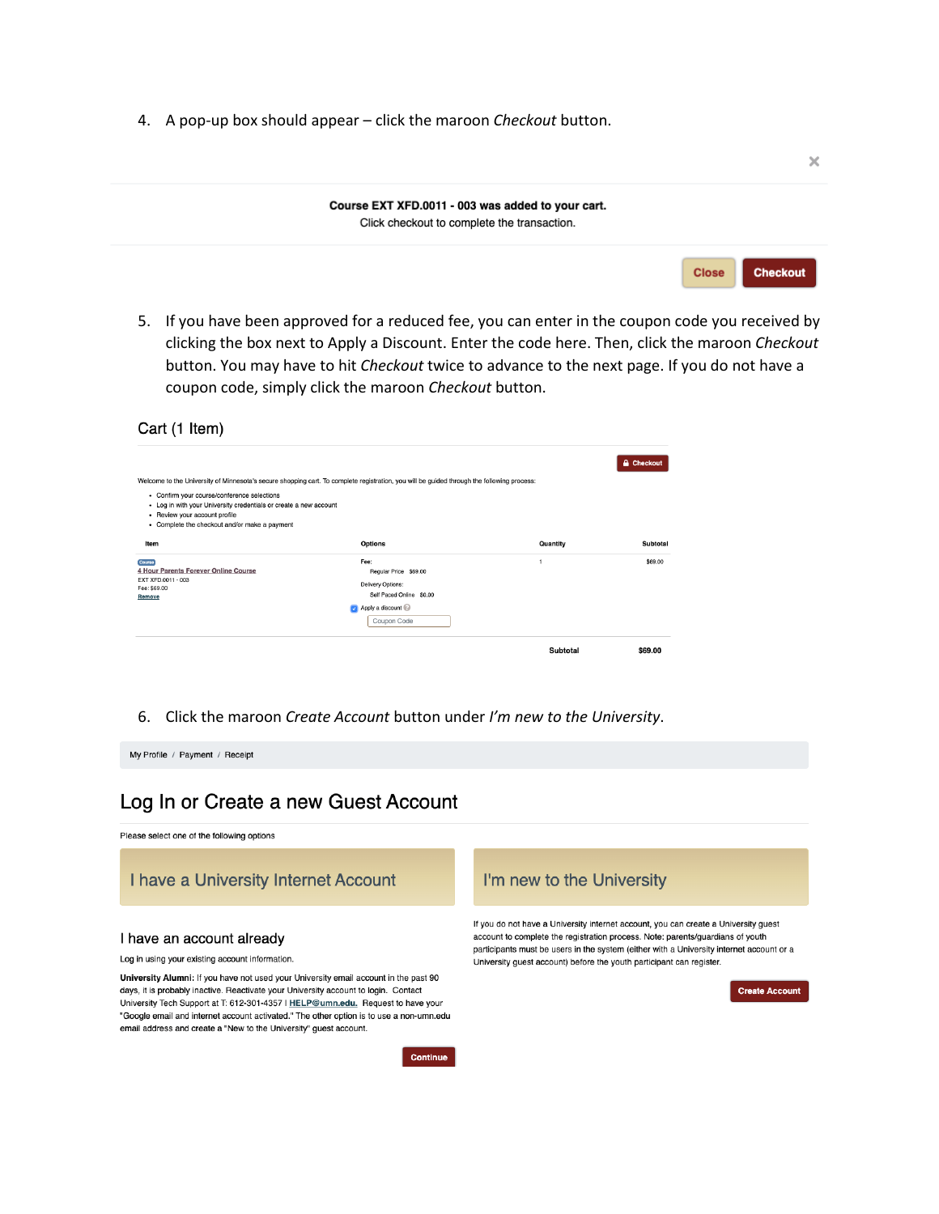4. A pop-up box should appear – click the maroon *Checkout* button.

×

**Course EXT XFD.0011 - 003 was added to your cart.**
Click checkout to complete the transaction.

Close Checkout

5. If you have been approved for a reduced fee, you can enter in the coupon code you received by clicking the box next to Apply a Discount. Enter the code here. Then, click the maroon *Checkout* button. You may have to hit *Checkout* twice to advance to the next page. If you do not have a coupon code, simply click the maroon *Checkout* button.

Cart (1 Item)

Checkout

Welcome to the University of Minnesota's secure shopping cart. To complete registration, you will be guided through the following process:

- Confirm your course/conference selections
- Log in with your University credentials or create a new account
- Review your account profile
- Complete the checkout and/or make a payment

| Item | Options | Quantity | Subtotal |
|---|---|---|---|
| Course<br>4 Hour Parents Forever Online Course<br>EXT XFD.0011 - 003<br>Fee: $69.00<br>Remove | Fee:<br>Regular Price $69.00<br>Delivery Options:<br>Self Paced Online $0.00<br>Apply a discount<br>Coupon Code | 1 | $69.00 |
| | | Subtotal | $69.00 |

6. Click the maroon *Create Account* button under *I'm new to the University*.

My Profile / Payment / Receipt

## Log In or Create a new Guest Account

Please select one of the following options

### I have a University Internet Account

### I have an account already

Log in using your existing account information.

**University Alumni:** If you have not used your University email account in the past 90 days, it is probably inactive. Reactivate your University account to login. Contact University Tech Support at T: 612-301-4357 | HELP@umn.edu. Request to have your "Google email and internet account activated." The other option is to use a non-umn.edu email address and create a "New to the University" guest account.

Continue

### I'm new to the University

If you do not have a University internet account, you can create a University guest account to complete the registration process. Note: parents/guardians of youth participants must be users in the system (either with a University internet account or a University guest account) before the youth participant can register.

Create Account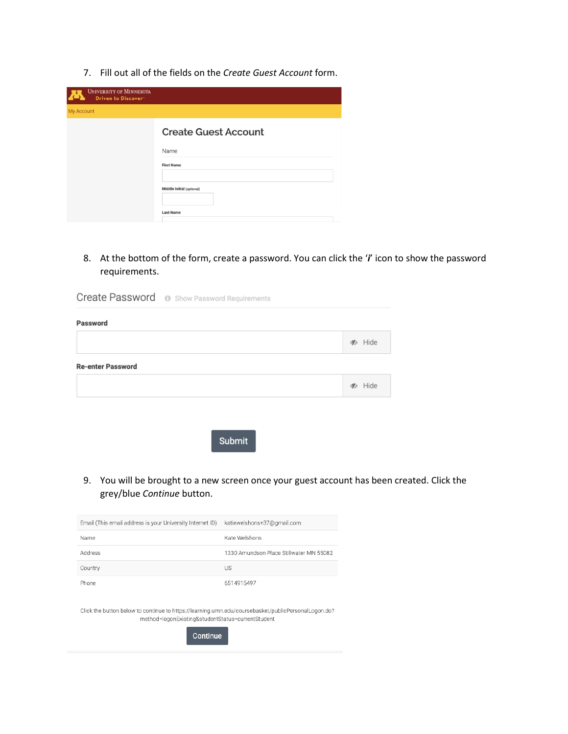7. Fill out all of the fields on the *Create Guest Account* form.

University of Minnesota
Driven to Discover

My Account

Create Guest Account

Name

First Name

Middle Initial (optional)

Last Name

8. At the bottom of the form, create a password. You can click the '*i*' icon to show the password requirements.

Create Password   Show Password Requirements

Password

Hide

Re-enter Password

Hide

Submit

9. You will be brought to a new screen once your guest account has been created. Click the grey/blue *Continue* button.

| Email (This email address is your University Internet ID) | katiewelshons+37@gmail.com |
|---|---|
| Name | Kate Welshons |
| Address | 1330 Amundson Place Stillwater MN 55082 |
| Country | US |
| Phone | 6514915497 |

Click the button below to continue to https://learning.umn.edu/coursebasket/publicPersonalLogon.do?method=logonExisting&studentStatus=currentStudent

Continue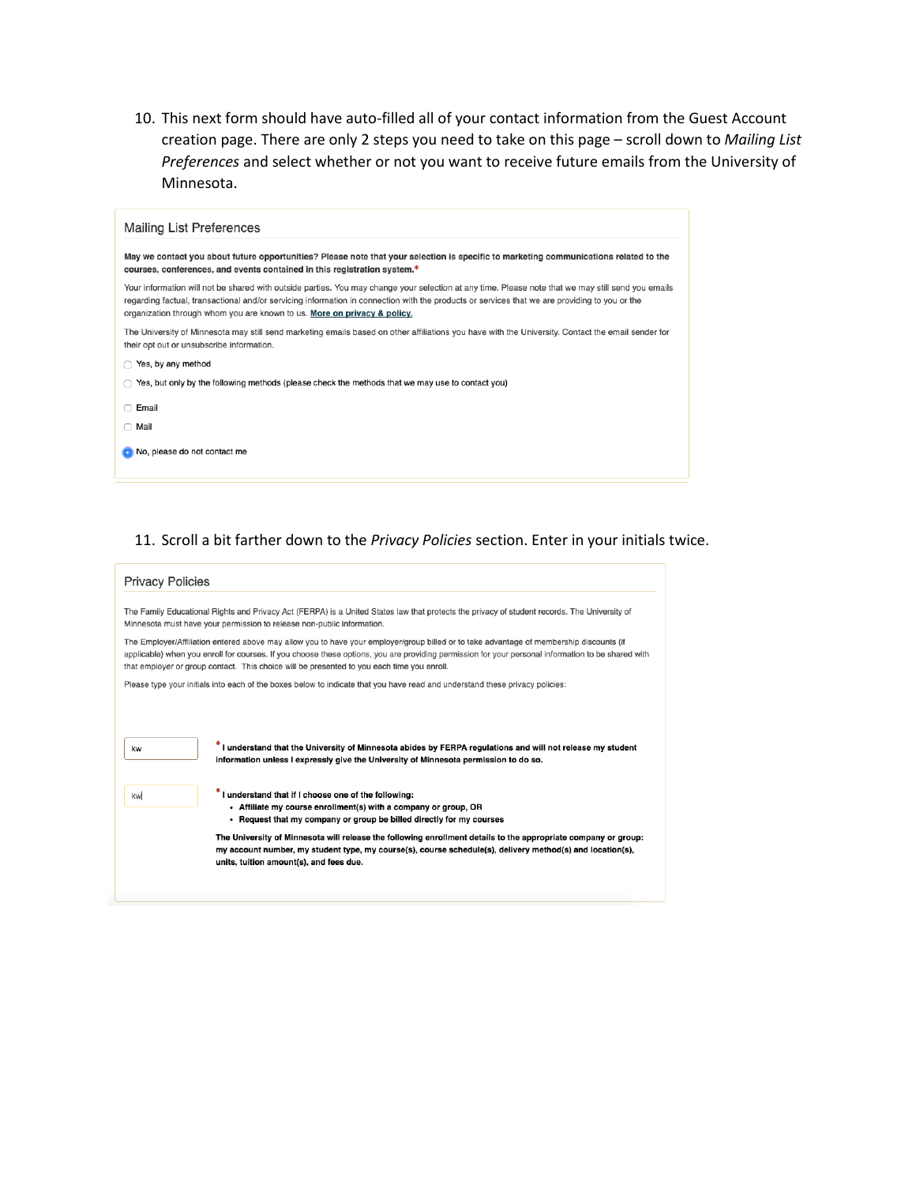10. This next form should have auto-filled all of your contact information from the Guest Account creation page. There are only 2 steps you need to take on this page – scroll down to *Mailing List Preferences* and select whether or not you want to receive future emails from the University of Minnesota.

### Mailing List Preferences

**May we contact you about future opportunities? Please note that your selection is specific to marketing communications related to the courses, conferences, and events contained in this registration system.***

Your information will not be shared with outside parties. You may change your selection at any time. Please note that we may still send you emails regarding factual, transactional and/or servicing information in connection with the products or services that we are providing to you or the organization through whom you are known to us. **More on privacy & policy.**

The University of Minnesota may still send marketing emails based on other affiliations you have with the University. Contact the email sender for their opt out or unsubscribe information.

- ○ Yes, by any method
- ○ Yes, but only by the following methods (please check the methods that we may use to contact you)
- ☐ Email
- ☐ Mail
- ● No, please do not contact me

11. Scroll a bit farther down to the *Privacy Policies* section. Enter in your initials twice.

### Privacy Policies

The Family Educational Rights and Privacy Act (FERPA) is a United States law that protects the privacy of student records. The University of Minnesota must have your permission to release non-public information.

The Employer/Affiliation entered above may allow you to have your employer/group billed or to take advantage of membership discounts (if applicable) when you enroll for courses. If you choose these options, you are providing permission for your personal information to be shared with that employer or group contact. This choice will be presented to you each time you enroll.

Please type your initials into each of the boxes below to indicate that you have read and understand these privacy policies:

kw — * **I understand that the University of Minnesota abides by FERPA regulations and will not release my student information unless I expressly give the University of Minnesota permission to do so.**

kw — * **I understand that if I choose one of the following:**

- **Affiliate my course enrollment(s) with a company or group, OR**
- **Request that my company or group be billed directly for my courses**

**The University of Minnesota will release the following enrollment details to the appropriate company or group: my account number, my student type, my course(s), course schedule(s), delivery method(s) and location(s), units, tuition amount(s), and fees due.**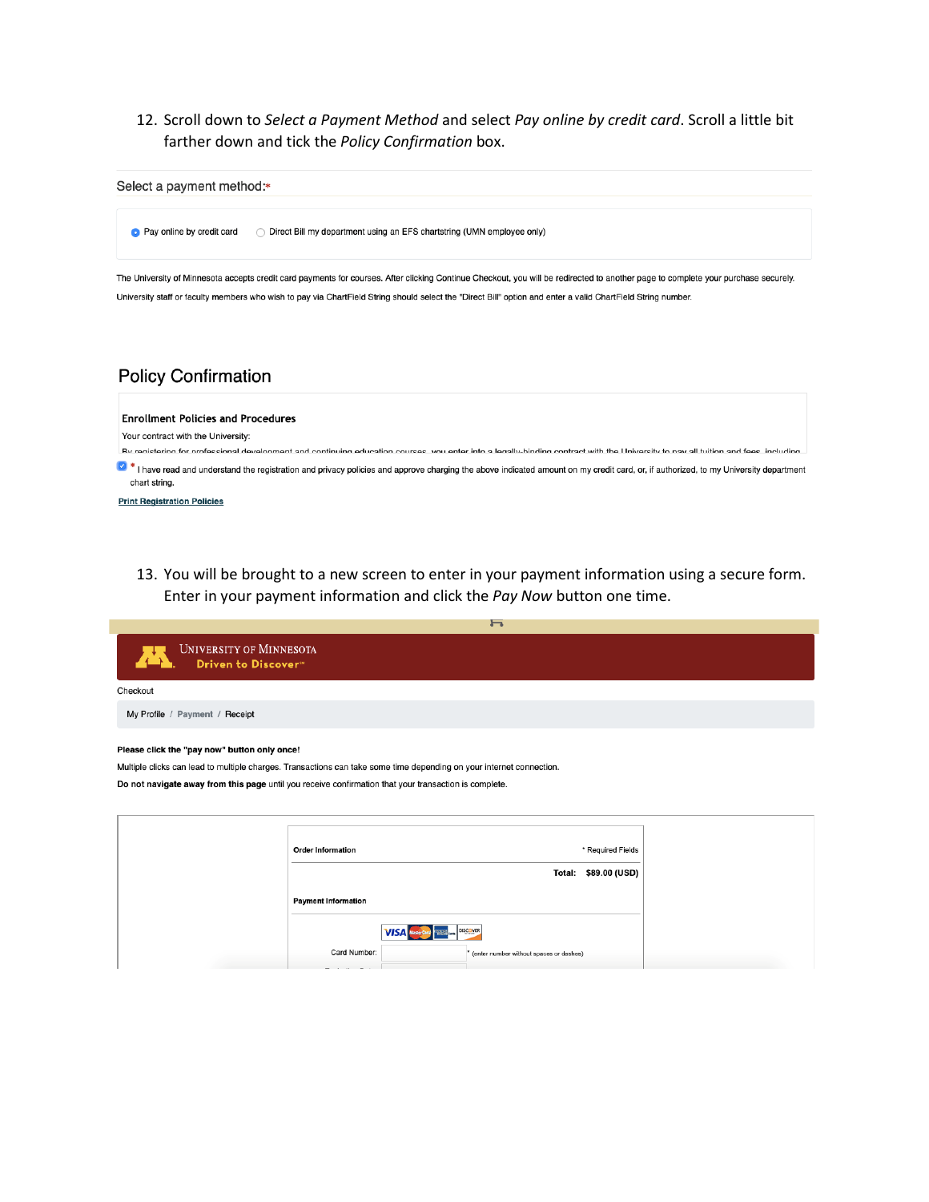12. Scroll down to *Select a Payment Method* and select *Pay online by credit card*. Scroll a little bit farther down and tick the *Policy Confirmation* box.

Select a payment method:*

- (•) Pay online by credit card
- ( ) Direct Bill my department using an EFS chartstring (UMN employee only)

The University of Minnesota accepts credit card payments for courses. After clicking Continue Checkout, you will be redirected to another page to complete your purchase securely.

University staff or faculty members who wish to pay via ChartField String should select the "Direct Bill" option and enter a valid ChartField String number.

## Policy Confirmation

**Enrollment Policies and Procedures**

Your contract with the University:

By registering for professional development and continuing education courses, you enter into a legally-binding contract with the University to pay all tuition and fees, including

[x] * I have read and understand the registration and privacy policies and approve charging the above indicated amount on my credit card, or, if authorized, to my University department chart string.

Print Registration Policies

13. You will be brought to a new screen to enter in your payment information using a secure form. Enter in your payment information and click the *Pay Now* button one time.

UNIVERSITY OF MINNESOTA

Driven to Discover℠

Checkout

My Profile / Payment / Receipt

**Please click the "pay now" button only once!**

Multiple clicks can lead to multiple charges. Transactions can take some time depending on your internet connection.

**Do not navigate away from this page** until you receive confirmation that your transaction is complete.

**Order Information** * Required Fields

**Total: $89.00 (USD)**

**Payment Information**

Card Number: * (enter number without spaces or dashes)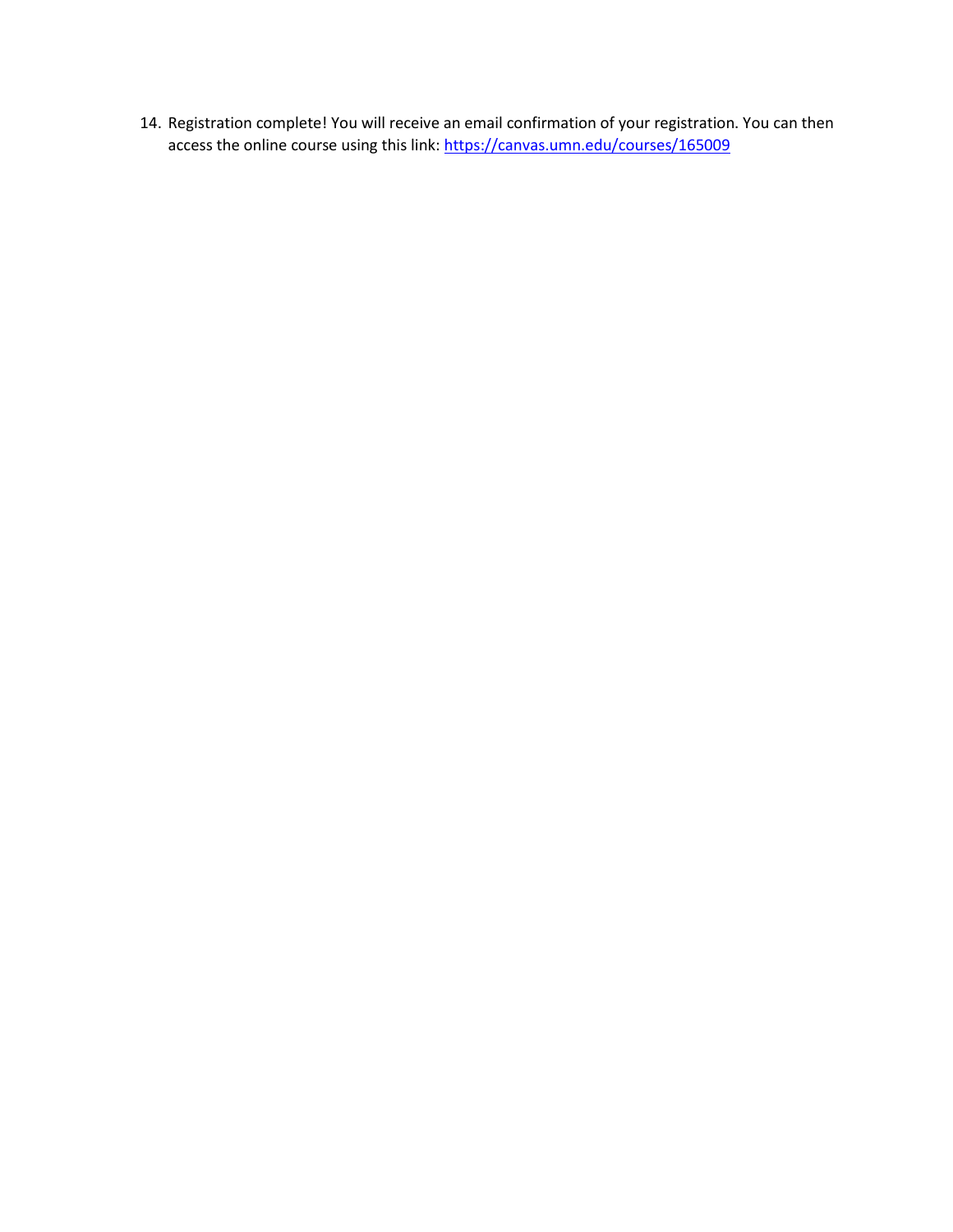14. Registration complete! You will receive an email confirmation of your registration. You can then access the online course using this link: https://canvas.umn.edu/courses/165009